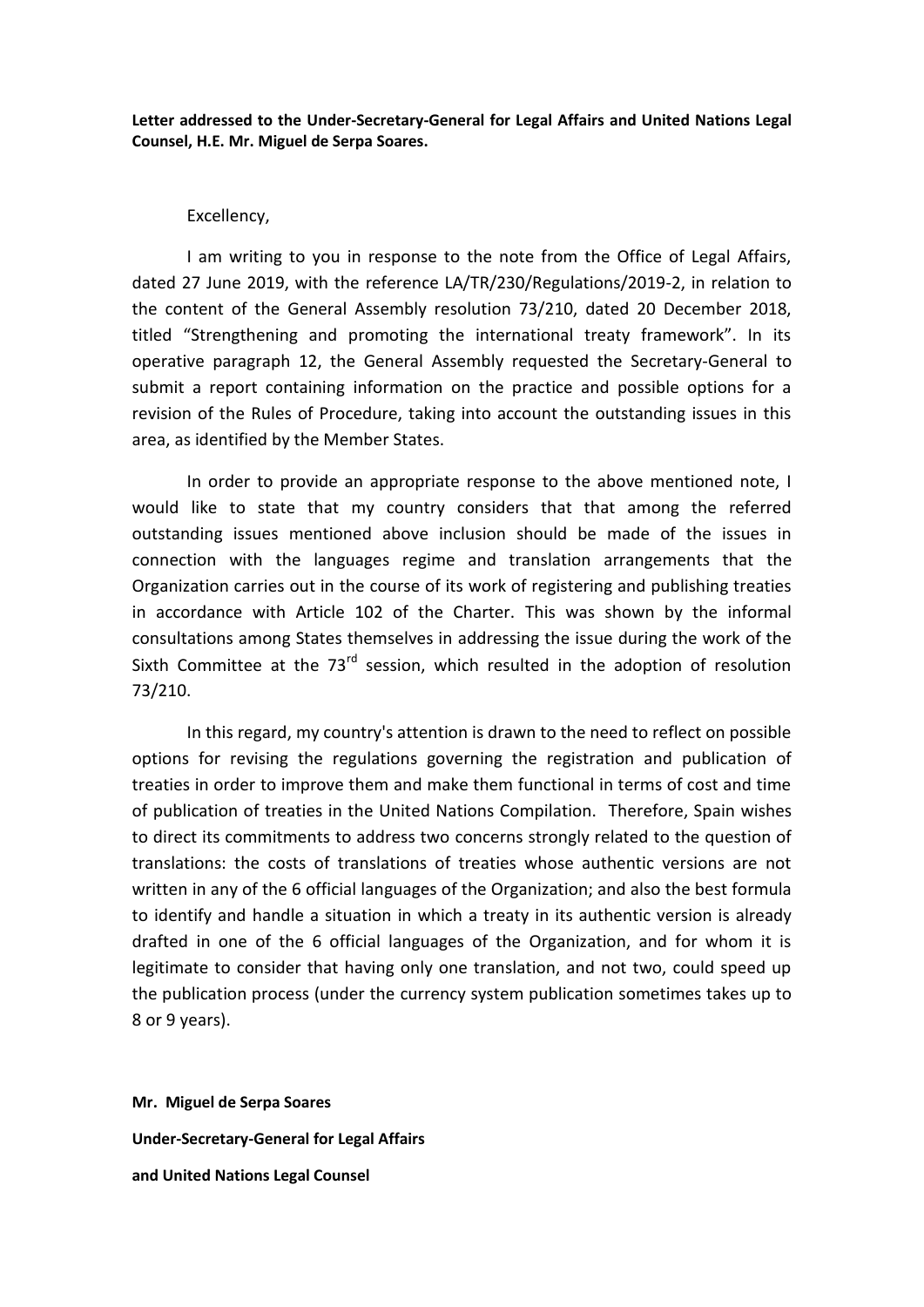**Letter addressed to the Under-Secretary-General for Legal Affairs and United Nations Legal Counsel, H.E. Mr. Miguel de Serpa Soares.**

Excellency,

I am writing to you in response to the note from the Office of Legal Affairs, dated 27 June 2019, with the reference LA/TR/230/Regulations/2019-2, in relation to the content of the General Assembly resolution 73/210, dated 20 December 2018, titled "Strengthening and promoting the international treaty framework". In its operative paragraph 12, the General Assembly requested the Secretary-General to submit a report containing information on the practice and possible options for a revision of the Rules of Procedure, taking into account the outstanding issues in this area, as identified by the Member States.

In order to provide an appropriate response to the above mentioned note, I would like to state that my country considers that that among the referred outstanding issues mentioned above inclusion should be made of the issues in connection with the languages regime and translation arrangements that the Organization carries out in the course of its work of registering and publishing treaties in accordance with Article 102 of the Charter. This was shown by the informal consultations among States themselves in addressing the issue during the work of the Sixth Committee at the 73rd session, which resulted in the adoption of resolution 73/210.

In this regard, my country's attention is drawn to the need to reflect on possible options for revising the regulations governing the registration and publication of treaties in order to improve them and make them functional in terms of cost and time of publication of treaties in the United Nations Compilation. Therefore, Spain wishes to direct its commitments to address two concerns strongly related to the question of translations: the costs of translations of treaties whose authentic versions are not written in any of the 6 official languages of the Organization; and also the best formula to identify and handle a situation in which a treaty in its authentic version is already drafted in one of the 6 official languages of the Organization, and for whom it is legitimate to consider that having only one translation, and not two, could speed up the publication process (under the currency system publication sometimes takes up to 8 or 9 years).

**Mr. Miguel de Serpa Soares**

**Under-Secretary-General for Legal Affairs**

**and United Nations Legal Counsel**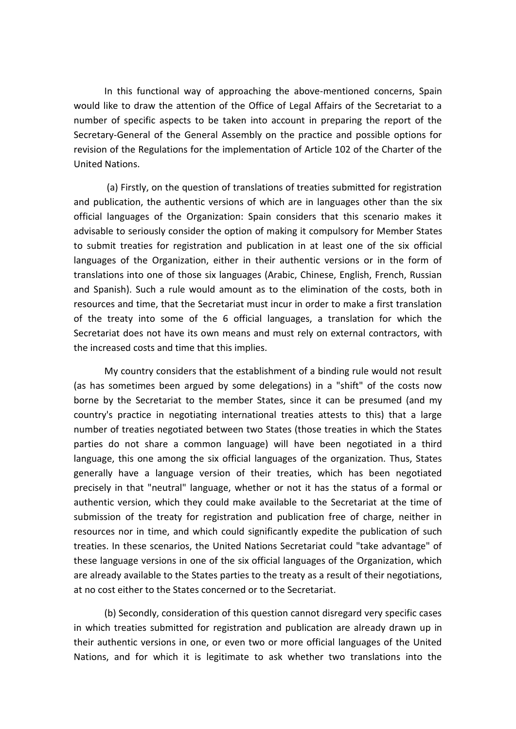In this functional way of approaching the above-mentioned concerns, Spain would like to draw the attention of the Office of Legal Affairs of the Secretariat to a number of specific aspects to be taken into account in preparing the report of the Secretary-General of the General Assembly on the practice and possible options for revision of the Regulations for the implementation of Article 102 of the Charter of the United Nations.

(a) Firstly, on the question of translations of treaties submitted for registration and publication, the authentic versions of which are in languages other than the six official languages of the Organization: Spain considers that this scenario makes it advisable to seriously consider the option of making it compulsory for Member States to submit treaties for registration and publication in at least one of the six official languages of the Organization, either in their authentic versions or in the form of translations into one of those six languages (Arabic, Chinese, English, French, Russian and Spanish). Such a rule would amount as to the elimination of the costs, both in resources and time, that the Secretariat must incur in order to make a first translation of the treaty into some of the 6 official languages, a translation for which the Secretariat does not have its own means and must rely on external contractors, with the increased costs and time that this implies.

My country considers that the establishment of a binding rule would not result (as has sometimes been argued by some delegations) in a "shift" of the costs now borne by the Secretariat to the member States, since it can be presumed (and my country's practice in negotiating international treaties attests to this) that a large number of treaties negotiated between two States (those treaties in which the States parties do not share a common language) will have been negotiated in a third language, this one among the six official languages of the organization. Thus, States generally have a language version of their treaties, which has been negotiated precisely in that "neutral" language, whether or not it has the status of a formal or authentic version, which they could make available to the Secretariat at the time of submission of the treaty for registration and publication free of charge, neither in resources nor in time, and which could significantly expedite the publication of such treaties. In these scenarios, the United Nations Secretariat could "take advantage" of these language versions in one of the six official languages of the Organization, which are already available to the States parties to the treaty as a result of their negotiations, at no cost either to the States concerned or to the Secretariat.

(b) Secondly, consideration of this question cannot disregard very specific cases in which treaties submitted for registration and publication are already drawn up in their authentic versions in one, or even two or more official languages of the United Nations, and for which it is legitimate to ask whether two translations into the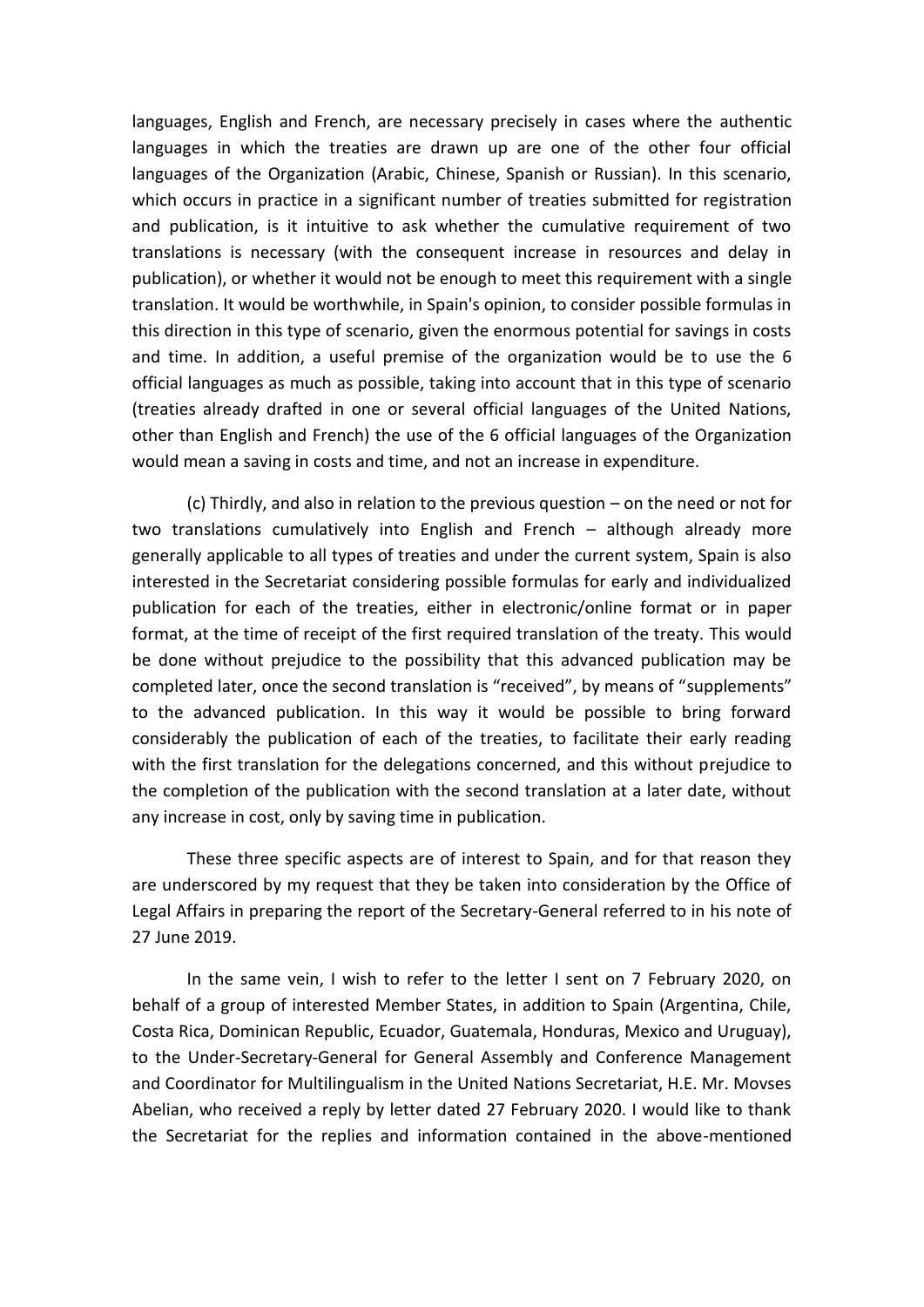languages, English and French, are necessary precisely in cases where the authentic languages in which the treaties are drawn up are one of the other four official languages of the Organization (Arabic, Chinese, Spanish or Russian). In this scenario, which occurs in practice in a significant number of treaties submitted for registration and publication, is it intuitive to ask whether the cumulative requirement of two translations is necessary (with the consequent increase in resources and delay in publication), or whether it would not be enough to meet this requirement with a single translation. It would be worthwhile, in Spain's opinion, to consider possible formulas in this direction in this type of scenario, given the enormous potential for savings in costs and time. In addition, a useful premise of the organization would be to use the 6 official languages as much as possible, taking into account that in this type of scenario (treaties already drafted in one or several official languages of the United Nations, other than English and French) the use of the 6 official languages of the Organization would mean a saving in costs and time, and not an increase in expenditure.

(c) Thirdly, and also in relation to the previous question – on the need or not for two translations cumulatively into English and French – although already more generally applicable to all types of treaties and under the current system, Spain is also interested in the Secretariat considering possible formulas for early and individualized publication for each of the treaties, either in electronic/online format or in paper format, at the time of receipt of the first required translation of the treaty. This would be done without prejudice to the possibility that this advanced publication may be completed later, once the second translation is "received", by means of "supplements" to the advanced publication. In this way it would be possible to bring forward considerably the publication of each of the treaties, to facilitate their early reading with the first translation for the delegations concerned, and this without prejudice to the completion of the publication with the second translation at a later date, without any increase in cost, only by saving time in publication.

These three specific aspects are of interest to Spain, and for that reason they are underscored by my request that they be taken into consideration by the Office of Legal Affairs in preparing the report of the Secretary-General referred to in his note of 27 June 2019.

In the same vein, I wish to refer to the letter I sent on 7 February 2020, on behalf of a group of interested Member States, in addition to Spain (Argentina, Chile, Costa Rica, Dominican Republic, Ecuador, Guatemala, Honduras, Mexico and Uruguay), to the Under-Secretary-General for General Assembly and Conference Management and Coordinator for Multilingualism in the United Nations Secretariat, H.E. Mr. Movses Abelian, who received a reply by letter dated 27 February 2020. I would like to thank the Secretariat for the replies and information contained in the above-mentioned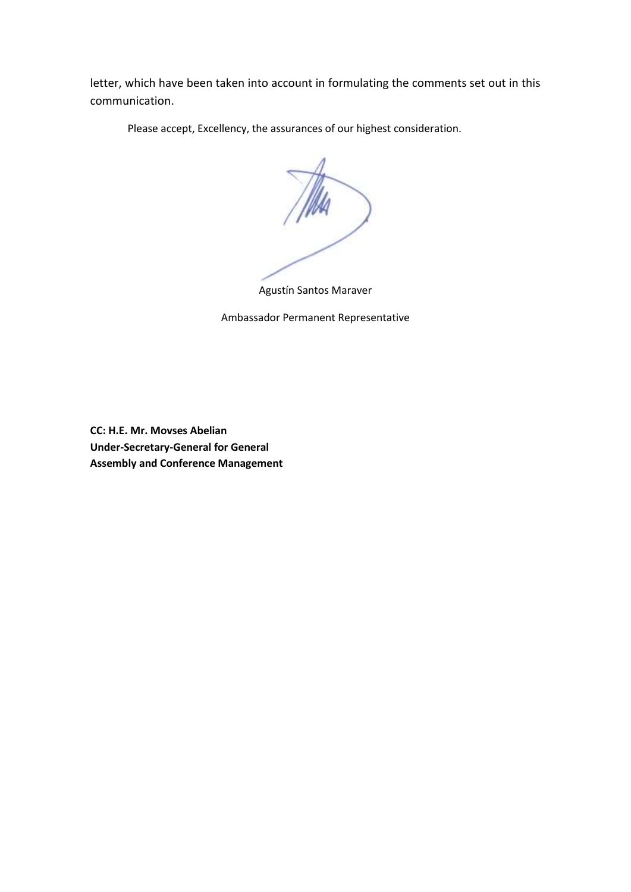letter, which have been taken into account in formulating the comments set out in this communication.

Please accept, Excellency, the assurances of our highest consideration.

Agustín Santos Maraver

Ambassador Permanent Representative

**CC: H.E. Mr. Movses Abelian**
**Under-Secretary-General for General**
**Assembly and Conference Management**